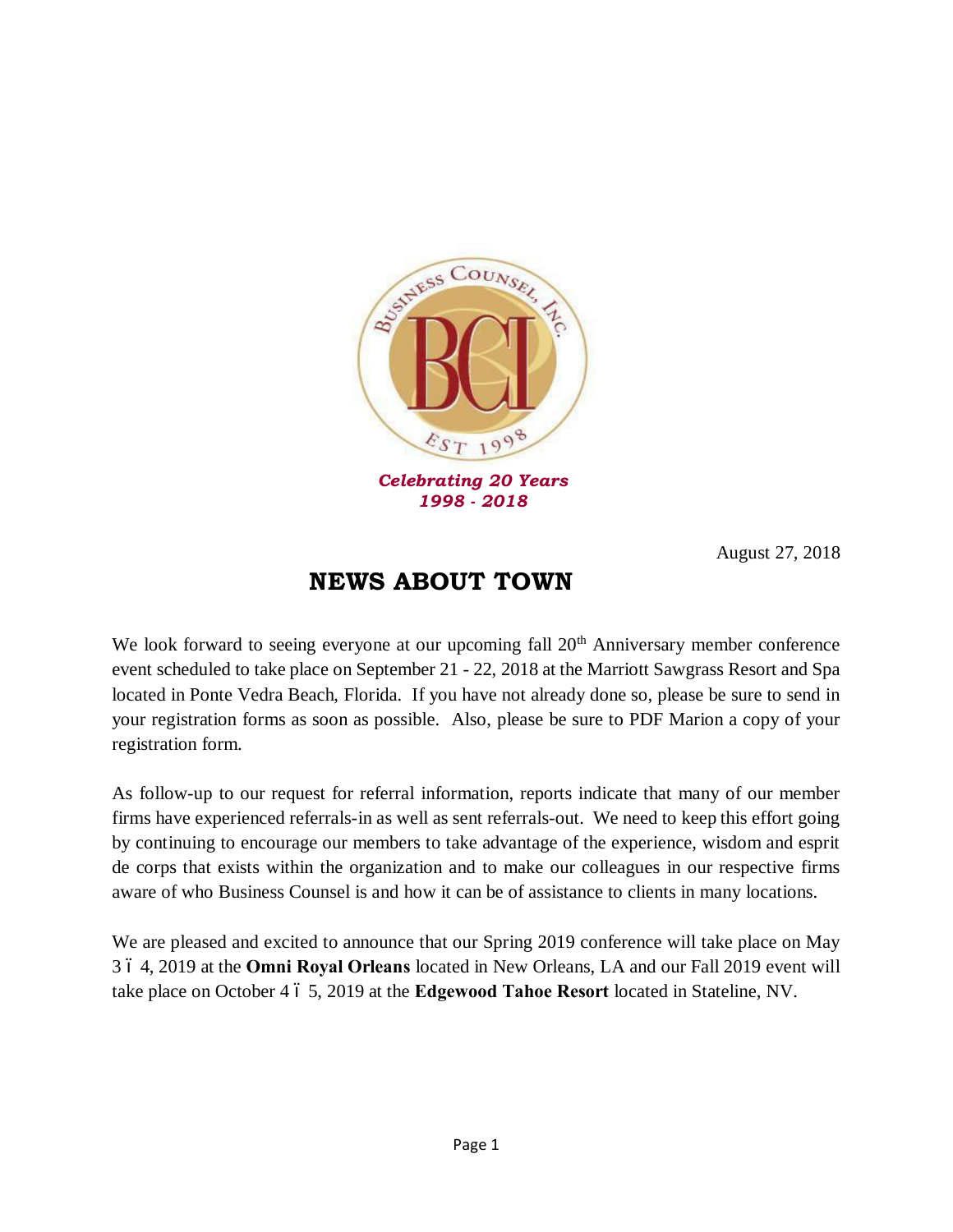Business Counsel, Inc.
BCI
Est 1998

*Celebrating 20 Years*
*1998 - 2018*

August 27, 2018

# NEWS ABOUT TOWN

We look forward to seeing everyone at our upcoming fall 20th Anniversary member conference event scheduled to take place on September 21 - 22, 2018 at the Marriott Sawgrass Resort and Spa located in Ponte Vedra Beach, Florida. If you have not already done so, please be sure to send in your registration forms as soon as possible. Also, please be sure to PDF Marion a copy of your registration form.

As follow-up to our request for referral information, reports indicate that many of our member firms have experienced referrals-in as well as sent referrals-out. We need to keep this effort going by continuing to encourage our members to take advantage of the experience, wisdom and esprit de corps that exists within the organization and to make our colleagues in our respective firms aware of who Business Counsel is and how it can be of assistance to clients in many locations.

We are pleased and excited to announce that our Spring 2019 conference will take place on May 3 – 4, 2019 at the **Omni Royal Orleans** located in New Orleans, LA and our Fall 2019 event will take place on October 4 – 5, 2019 at the **Edgewood Tahoe Resort** located in Stateline, NV.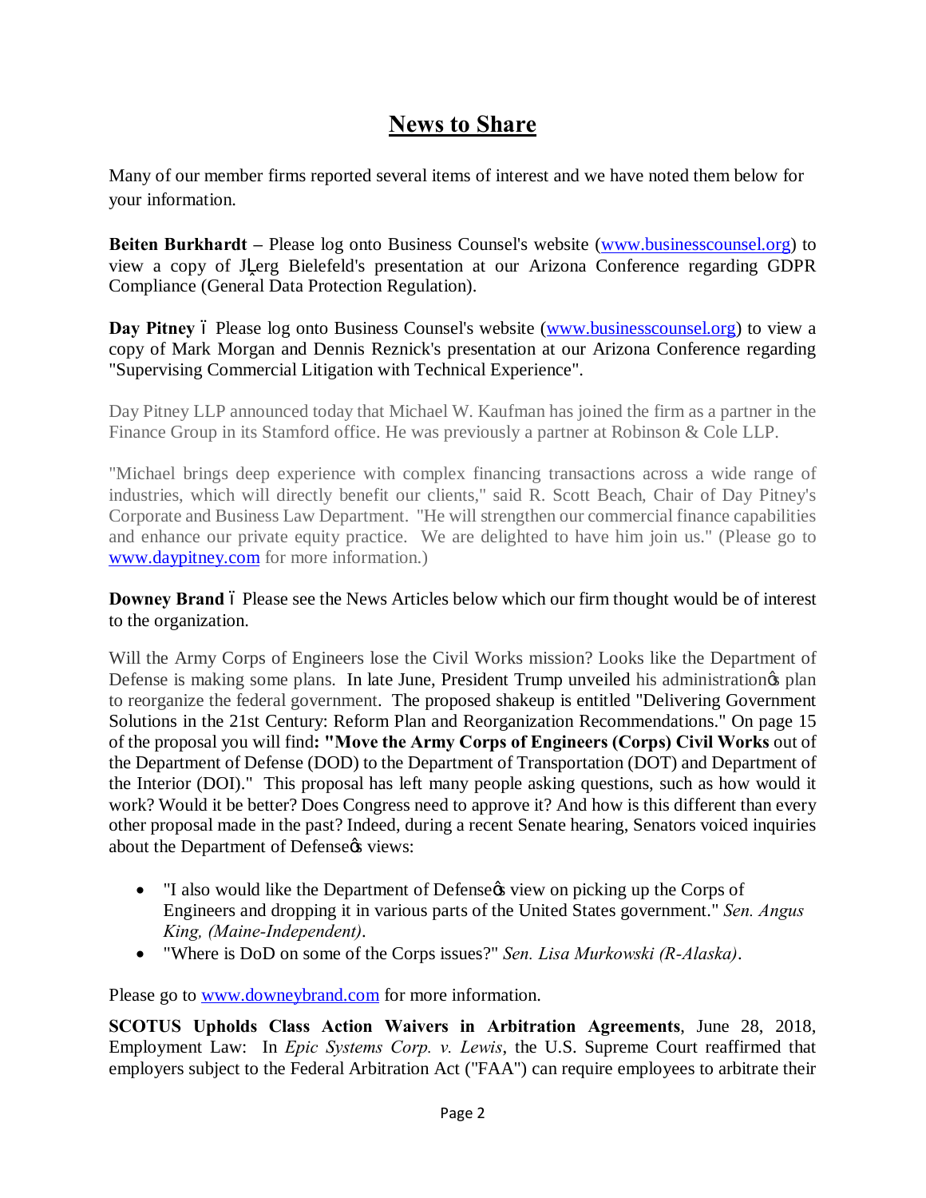# News to Share

Many of our member firms reported several items of interest and we have noted them below for your information.

**Beiten Burkhardt** – Please log onto Business Counsel's website (www.businesscounsel.org) to view a copy of JĻerg Bielefeld's presentation at our Arizona Conference regarding GDPR Compliance (General Data Protection Regulation).

**Day Pitney** ó Please log onto Business Counsel's website (www.businesscounsel.org) to view a copy of Mark Morgan and Dennis Reznick's presentation at our Arizona Conference regarding "Supervising Commercial Litigation with Technical Experience".

Day Pitney LLP announced today that Michael W. Kaufman has joined the firm as a partner in the Finance Group in its Stamford office. He was previously a partner at Robinson & Cole LLP.

"Michael brings deep experience with complex financing transactions across a wide range of industries, which will directly benefit our clients," said R. Scott Beach, Chair of Day Pitney's Corporate and Business Law Department. "He will strengthen our commercial finance capabilities and enhance our private equity practice. We are delighted to have him join us." (Please go to www.daypitney.com for more information.)

**Downey Brand** ó Please see the News Articles below which our firm thought would be of interest to the organization.

Will the Army Corps of Engineers lose the Civil Works mission? Looks like the Department of Defense is making some plans. In late June, President Trump unveiled his administrationøs plan to reorganize the federal government. The proposed shakeup is entitled "Delivering Government Solutions in the 21st Century: Reform Plan and Reorganization Recommendations." On page 15 of the proposal you will find**: "Move the Army Corps of Engineers (Corps) Civil Works** out of the Department of Defense (DOD) to the Department of Transportation (DOT) and Department of the Interior (DOI)." This proposal has left many people asking questions, such as how would it work? Would it be better? Does Congress need to approve it? And how is this different than every other proposal made in the past? Indeed, during a recent Senate hearing, Senators voiced inquiries about the Department of Defenseøs views:

- "I also would like the Department of Defenseøs view on picking up the Corps of Engineers and dropping it in various parts of the United States government." *Sen. Angus King, (Maine-Independent)*.
- "Where is DoD on some of the Corps issues?" *Sen. Lisa Murkowski (R-Alaska)*.

Please go to www.downeybrand.com for more information.

**SCOTUS Upholds Class Action Waivers in Arbitration Agreements**, June 28, 2018, Employment Law: In *Epic Systems Corp. v. Lewis*, the U.S. Supreme Court reaffirmed that employers subject to the Federal Arbitration Act ("FAA") can require employees to arbitrate their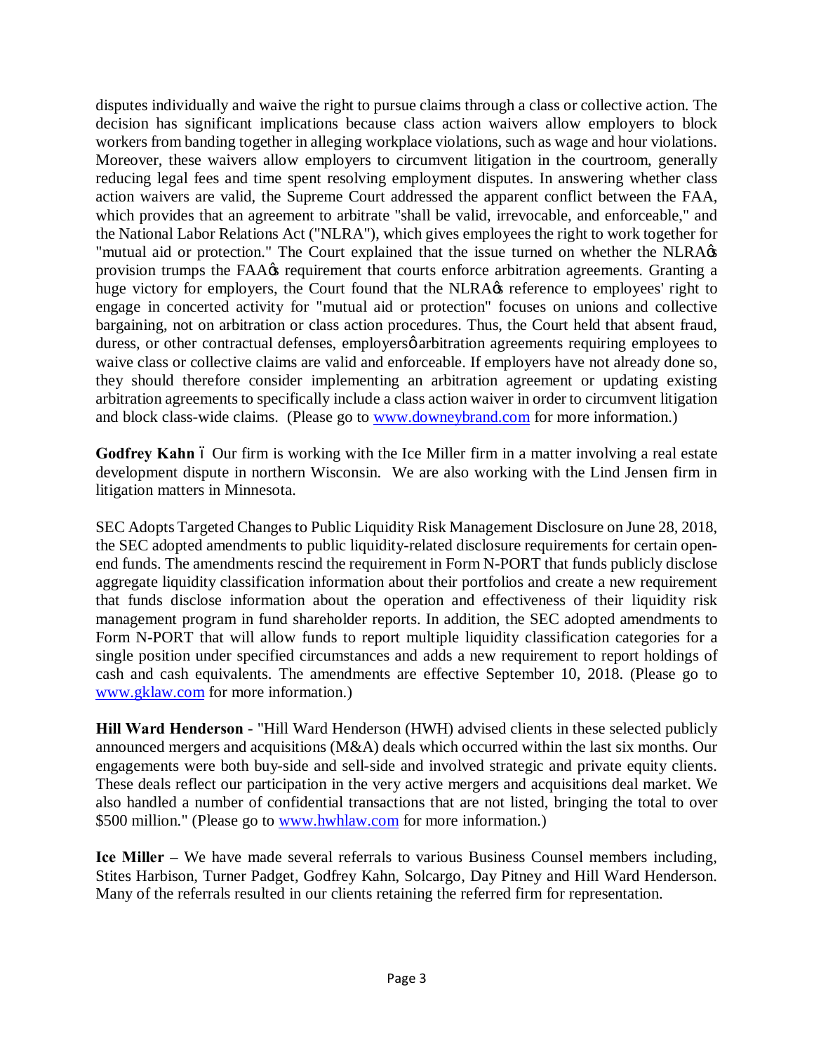disputes individually and waive the right to pursue claims through a class or collective action. The decision has significant implications because class action waivers allow employers to block workers from banding together in alleging workplace violations, such as wage and hour violations. Moreover, these waivers allow employers to circumvent litigation in the courtroom, generally reducing legal fees and time spent resolving employment disputes. In answering whether class action waivers are valid, the Supreme Court addressed the apparent conflict between the FAA, which provides that an agreement to arbitrate "shall be valid, irrevocable, and enforceable," and the National Labor Relations Act ("NLRA"), which gives employees the right to work together for "mutual aid or protection." The Court explained that the issue turned on whether the NLRA's provision trumps the FAA's requirement that courts enforce arbitration agreements. Granting a huge victory for employers, the Court found that the NLRA's reference to employees' right to engage in concerted activity for "mutual aid or protection" focuses on unions and collective bargaining, not on arbitration or class action procedures. Thus, the Court held that absent fraud, duress, or other contractual defenses, employers' arbitration agreements requiring employees to waive class or collective claims are valid and enforceable. If employers have not already done so, they should therefore consider implementing an arbitration agreement or updating existing arbitration agreements to specifically include a class action waiver in order to circumvent litigation and block class-wide claims. (Please go to www.downeybrand.com for more information.)

**Godfrey Kahn** – Our firm is working with the Ice Miller firm in a matter involving a real estate development dispute in northern Wisconsin. We are also working with the Lind Jensen firm in litigation matters in Minnesota.

SEC Adopts Targeted Changes to Public Liquidity Risk Management Disclosure on June 28, 2018, the SEC adopted amendments to public liquidity-related disclosure requirements for certain open-end funds. The amendments rescind the requirement in Form N-PORT that funds publicly disclose aggregate liquidity classification information about their portfolios and create a new requirement that funds disclose information about the operation and effectiveness of their liquidity risk management program in fund shareholder reports. In addition, the SEC adopted amendments to Form N-PORT that will allow funds to report multiple liquidity classification categories for a single position under specified circumstances and adds a new requirement to report holdings of cash and cash equivalents. The amendments are effective September 10, 2018. (Please go to www.gklaw.com for more information.)

**Hill Ward Henderson** - "Hill Ward Henderson (HWH) advised clients in these selected publicly announced mergers and acquisitions (M&A) deals which occurred within the last six months. Our engagements were both buy-side and sell-side and involved strategic and private equity clients. These deals reflect our participation in the very active mergers and acquisitions deal market. We also handled a number of confidential transactions that are not listed, bringing the total to over $500 million." (Please go to www.hwhlaw.com for more information.)

**Ice Miller** – We have made several referrals to various Business Counsel members including, Stites Harbison, Turner Padget, Godfrey Kahn, Solcargo, Day Pitney and Hill Ward Henderson. Many of the referrals resulted in our clients retaining the referred firm for representation.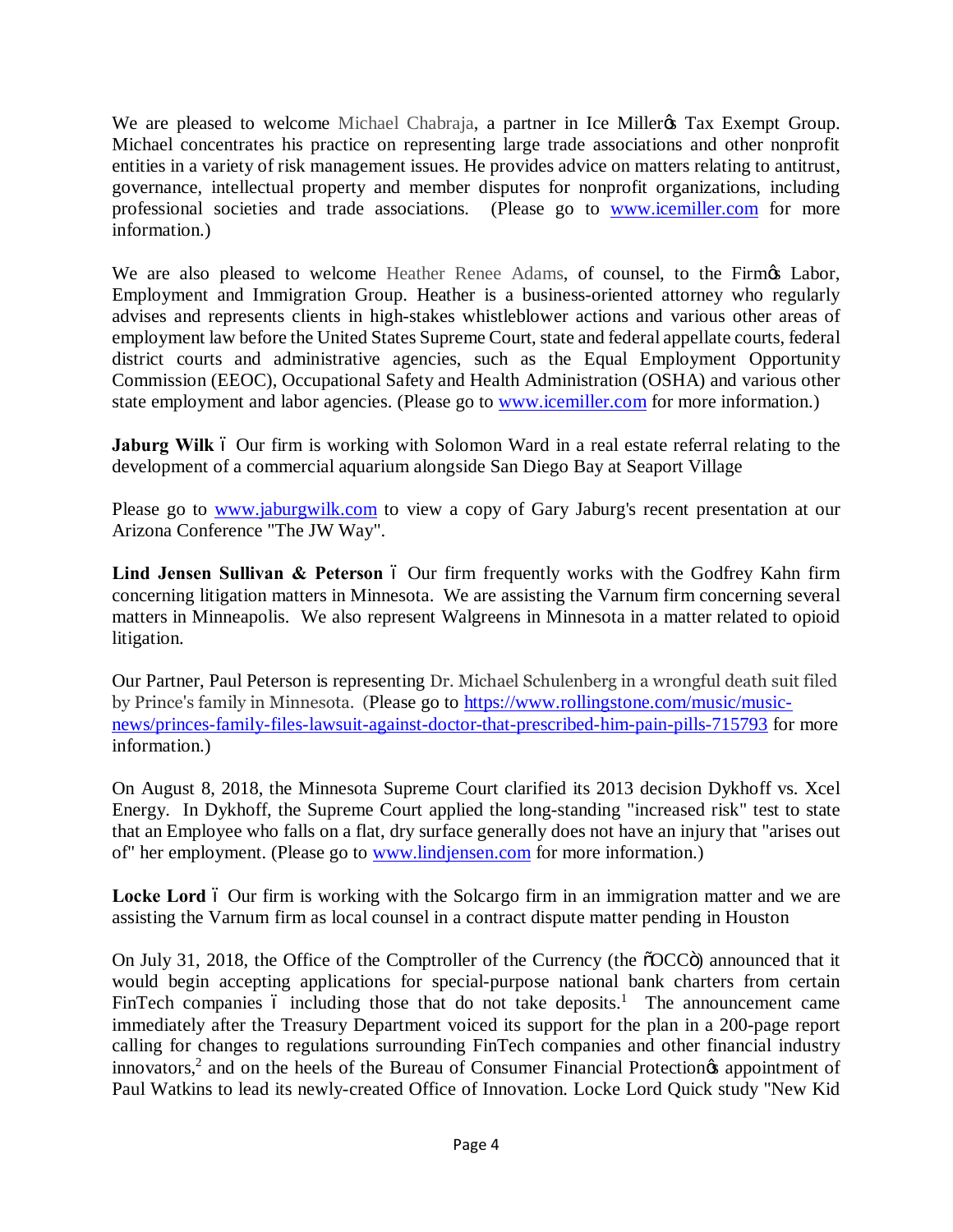We are pleased to welcome Michael Chabraja, a partner in Ice Miller's Tax Exempt Group. Michael concentrates his practice on representing large trade associations and other nonprofit entities in a variety of risk management issues. He provides advice on matters relating to antitrust, governance, intellectual property and member disputes for nonprofit organizations, including professional societies and trade associations. (Please go to www.icemiller.com for more information.)

We are also pleased to welcome Heather Renee Adams, of counsel, to the Firm's Labor, Employment and Immigration Group. Heather is a business-oriented attorney who regularly advises and represents clients in high-stakes whistleblower actions and various other areas of employment law before the United States Supreme Court, state and federal appellate courts, federal district courts and administrative agencies, such as the Equal Employment Opportunity Commission (EEOC), Occupational Safety and Health Administration (OSHA) and various other state employment and labor agencies. (Please go to www.icemiller.com for more information.)

**Jaburg Wilk** – Our firm is working with Solomon Ward in a real estate referral relating to the development of a commercial aquarium alongside San Diego Bay at Seaport Village

Please go to www.jaburgwilk.com to view a copy of Gary Jaburg's recent presentation at our Arizona Conference "The JW Way".

**Lind Jensen Sullivan & Peterson** – Our firm frequently works with the Godfrey Kahn firm concerning litigation matters in Minnesota. We are assisting the Varnum firm concerning several matters in Minneapolis. We also represent Walgreens in Minnesota in a matter related to opioid litigation.

Our Partner, Paul Peterson is representing Dr. Michael Schulenberg in a wrongful death suit filed by Prince's family in Minnesota. (Please go to https://www.rollingstone.com/music/music-news/princes-family-files-lawsuit-against-doctor-that-prescribed-him-pain-pills-715793 for more information.)

On August 8, 2018, the Minnesota Supreme Court clarified its 2013 decision Dykhoff vs. Xcel Energy. In Dykhoff, the Supreme Court applied the long-standing "increased risk" test to state that an Employee who falls on a flat, dry surface generally does not have an injury that "arises out of" her employment. (Please go to www.lindjensen.com for more information.)

**Locke Lord** – Our firm is working with the Solcargo firm in an immigration matter and we are assisting the Varnum firm as local counsel in a contract dispute matter pending in Houston

On July 31, 2018, the Office of the Comptroller of the Currency (the "OCC") announced that it would begin accepting applications for special-purpose national bank charters from certain FinTech companies – including those that do not take deposits.[1] The announcement came immediately after the Treasury Department voiced its support for the plan in a 200-page report calling for changes to regulations surrounding FinTech companies and other financial industry innovators,[2] and on the heels of the Bureau of Consumer Financial Protection's appointment of Paul Watkins to lead its newly-created Office of Innovation. Locke Lord Quick study "New Kid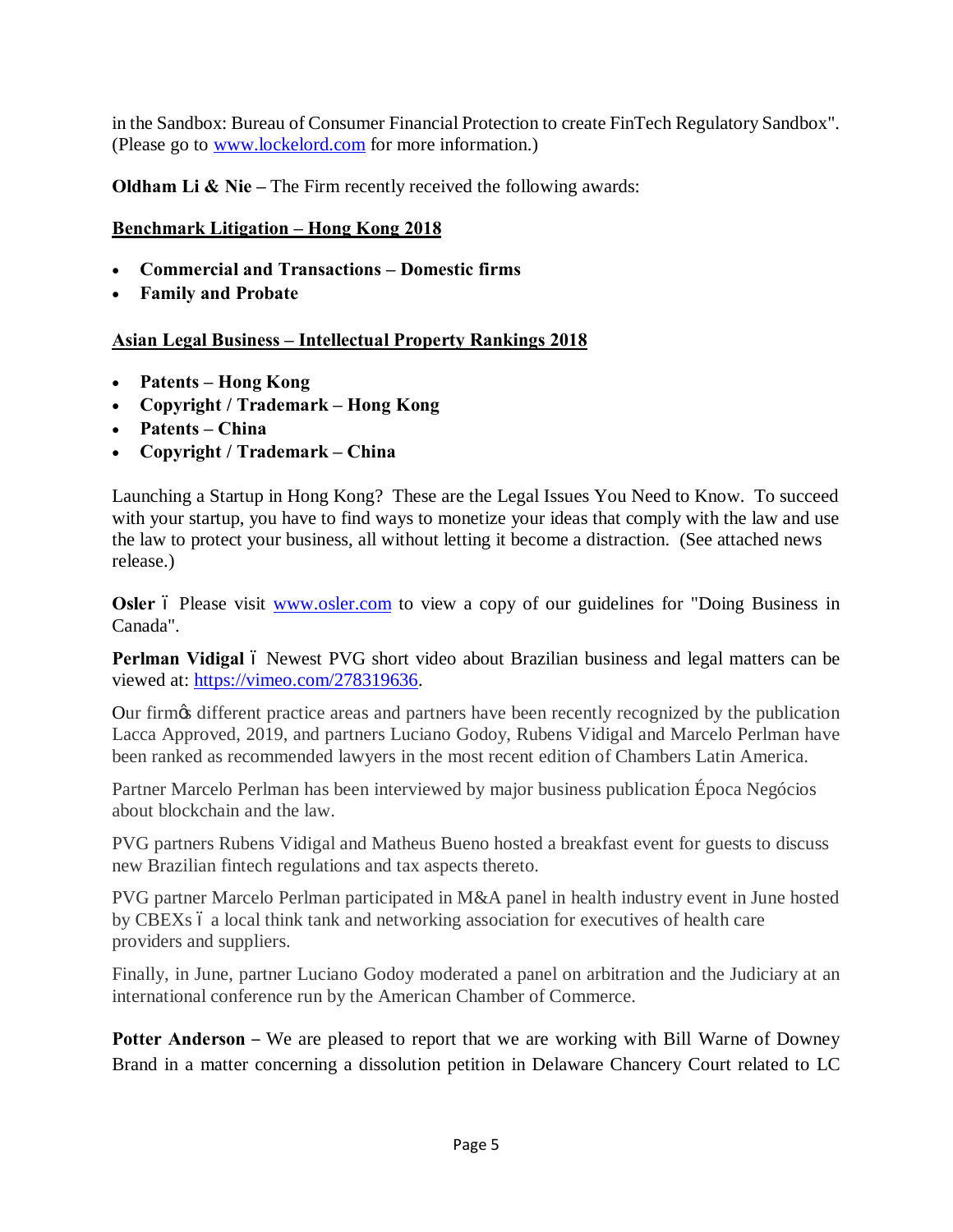in the Sandbox: Bureau of Consumer Financial Protection to create FinTech Regulatory Sandbox". (Please go to [www.lockelord.com](http://www.lockelord.com) for more information.)

**Oldham Li & Nie –** The Firm recently received the following awards:

**Benchmark Litigation – Hong Kong 2018**

- **Commercial and Transactions – Domestic firms**
- **Family and Probate**

**Asian Legal Business – Intellectual Property Rankings 2018**

- **Patents – Hong Kong**
- **Copyright / Trademark – Hong Kong**
- **Patents – China**
- **Copyright / Trademark – China**

Launching a Startup in Hong Kong? These are the Legal Issues You Need to Know. To succeed with your startup, you have to find ways to monetize your ideas that comply with the law and use the law to protect your business, all without letting it become a distraction. (See attached news release.)

**Osler** – Please visit [www.osler.com](http://www.osler.com) to view a copy of our guidelines for "Doing Business in Canada".

**Perlman Vidigal** – Newest PVG short video about Brazilian business and legal matters can be viewed at: [https://vimeo.com/278319636](https://vimeo.com/278319636).

Our firm's different practice areas and partners have been recently recognized by the publication Lacca Approved, 2019, and partners Luciano Godoy, Rubens Vidigal and Marcelo Perlman have been ranked as recommended lawyers in the most recent edition of Chambers Latin America.

Partner Marcelo Perlman has been interviewed by major business publication Época Negócios about blockchain and the law.

PVG partners Rubens Vidigal and Matheus Bueno hosted a breakfast event for guests to discuss new Brazilian fintech regulations and tax aspects thereto.

PVG partner Marcelo Perlman participated in M&A panel in health industry event in June hosted by CBEXs – a local think tank and networking association for executives of health care providers and suppliers.

Finally, in June, partner Luciano Godoy moderated a panel on arbitration and the Judiciary at an international conference run by the American Chamber of Commerce.

**Potter Anderson –** We are pleased to report that we are working with Bill Warne of Downey Brand in a matter concerning a dissolution petition in Delaware Chancery Court related to LC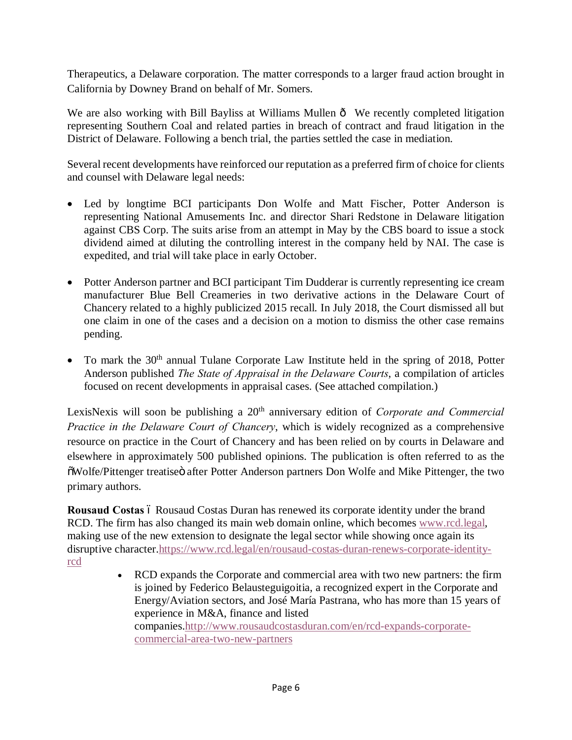Therapeutics, a Delaware corporation. The matter corresponds to a larger fraud action brought in California by Downey Brand on behalf of Mr. Somers.

We are also working with Bill Bayliss at Williams Mullen ð We recently completed litigation representing Southern Coal and related parties in breach of contract and fraud litigation in the District of Delaware. Following a bench trial, the parties settled the case in mediation.

Several recent developments have reinforced our reputation as a preferred firm of choice for clients and counsel with Delaware legal needs:

- Led by longtime BCI participants Don Wolfe and Matt Fischer, Potter Anderson is representing National Amusements Inc. and director Shari Redstone in Delaware litigation against CBS Corp. The suits arise from an attempt in May by the CBS board to issue a stock dividend aimed at diluting the controlling interest in the company held by NAI. The case is expedited, and trial will take place in early October.

- Potter Anderson partner and BCI participant Tim Dudderar is currently representing ice cream manufacturer Blue Bell Creameries in two derivative actions in the Delaware Court of Chancery related to a highly publicized 2015 recall. In July 2018, the Court dismissed all but one claim in one of the cases and a decision on a motion to dismiss the other case remains pending.

- To mark the 30th annual Tulane Corporate Law Institute held in the spring of 2018, Potter Anderson published *The State of Appraisal in the Delaware Courts*, a compilation of articles focused on recent developments in appraisal cases. (See attached compilation.)

LexisNexis will soon be publishing a 20th anniversary edition of *Corporate and Commercial Practice in the Delaware Court of Chancery*, which is widely recognized as a comprehensive resource on practice in the Court of Chancery and has been relied on by courts in Delaware and elsewhere in approximately 500 published opinions. The publication is often referred to as the õWolfe/Pittenger treatiseö after Potter Anderson partners Don Wolfe and Mike Pittenger, the two primary authors.

**Rousaud Costas** ó Rousaud Costas Duran has renewed its corporate identity under the brand RCD. The firm has also changed its main web domain online, which becomes www.rcd.legal, making use of the new extension to designate the legal sector while showing once again its disruptive character.https://www.rcd.legal/en/rousaud-costas-duran-renews-corporate-identity-rcd

- RCD expands the Corporate and commercial area with two new partners: the firm is joined by Federico Belausteguigoitia, a recognized expert in the Corporate and Energy/Aviation sectors, and José María Pastrana, who has more than 15 years of experience in M&A, finance and listed companies.http://www.rousaudcostasduran.com/en/rcd-expands-corporate-commercial-area-two-new-partners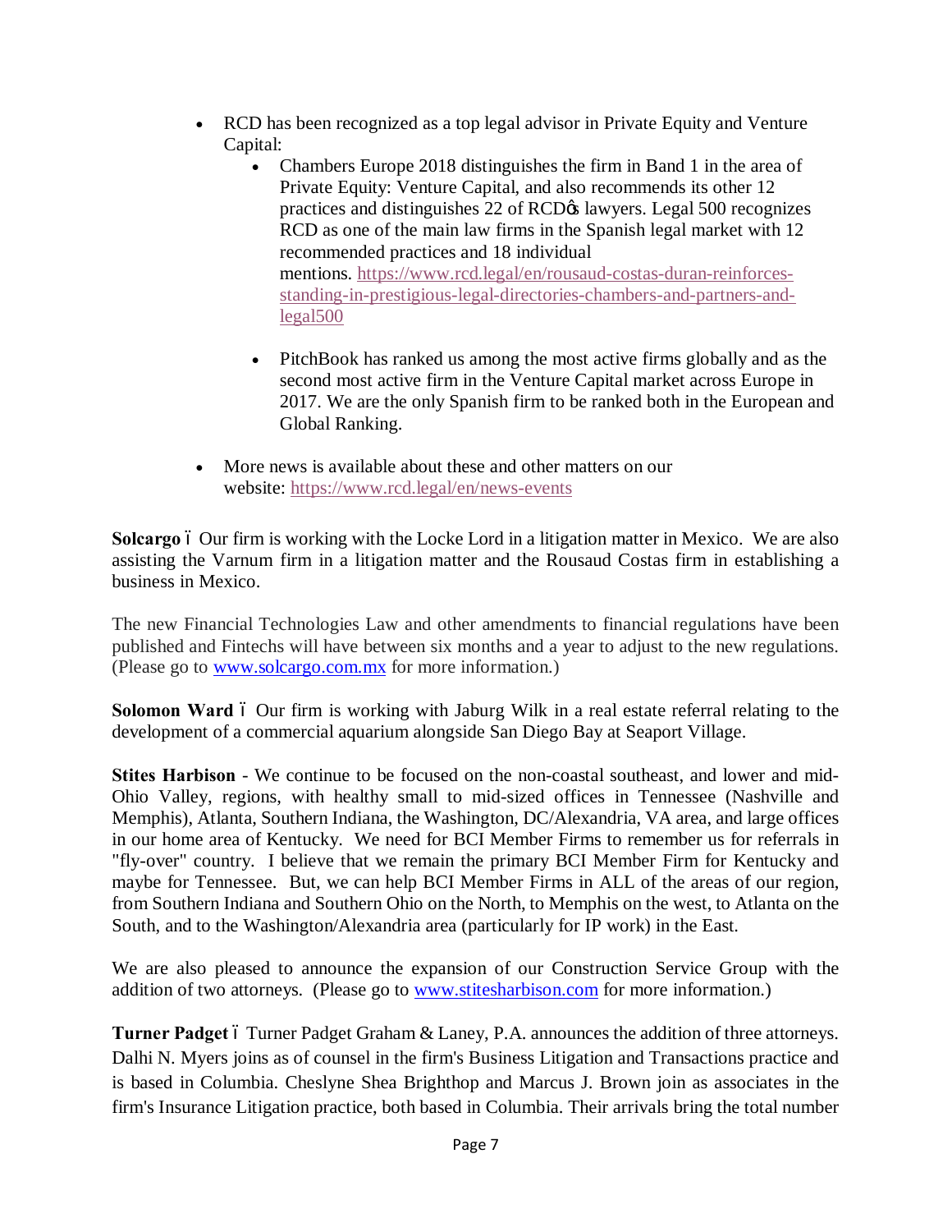- RCD has been recognized as a top legal advisor in Private Equity and Venture Capital:
    - Chambers Europe 2018 distinguishes the firm in Band 1 in the area of Private Equity: Venture Capital, and also recommends its other 12 practices and distinguishes 22 of RCD's lawyers. Legal 500 recognizes RCD as one of the main law firms in the Spanish legal market with 12 recommended practices and 18 individual mentions. https://www.rcd.legal/en/rousaud-costas-duran-reinforces-standing-in-prestigious-legal-directories-chambers-and-partners-and-legal500
    - PitchBook has ranked us among the most active firms globally and as the second most active firm in the Venture Capital market across Europe in 2017. We are the only Spanish firm to be ranked both in the European and Global Ranking.
- More news is available about these and other matters on our website: https://www.rcd.legal/en/news-events

**Solcargo** – Our firm is working with the Locke Lord in a litigation matter in Mexico. We are also assisting the Varnum firm in a litigation matter and the Rousaud Costas firm in establishing a business in Mexico.

The new Financial Technologies Law and other amendments to financial regulations have been published and Fintechs will have between six months and a year to adjust to the new regulations. (Please go to www.solcargo.com.mx for more information.)

**Solomon Ward** – Our firm is working with Jaburg Wilk in a real estate referral relating to the development of a commercial aquarium alongside San Diego Bay at Seaport Village.

**Stites Harbison** - We continue to be focused on the non-coastal southeast, and lower and mid-Ohio Valley, regions, with healthy small to mid-sized offices in Tennessee (Nashville and Memphis), Atlanta, Southern Indiana, the Washington, DC/Alexandria, VA area, and large offices in our home area of Kentucky. We need for BCI Member Firms to remember us for referrals in "fly-over" country. I believe that we remain the primary BCI Member Firm for Kentucky and maybe for Tennessee. But, we can help BCI Member Firms in ALL of the areas of our region, from Southern Indiana and Southern Ohio on the North, to Memphis on the west, to Atlanta on the South, and to the Washington/Alexandria area (particularly for IP work) in the East.

We are also pleased to announce the expansion of our Construction Service Group with the addition of two attorneys. (Please go to www.stitesharbison.com for more information.)

**Turner Padget** – Turner Padget Graham & Laney, P.A. announces the addition of three attorneys. Dalhi N. Myers joins as of counsel in the firm's Business Litigation and Transactions practice and is based in Columbia. Cheslyne Shea Brighthop and Marcus J. Brown join as associates in the firm's Insurance Litigation practice, both based in Columbia. Their arrivals bring the total number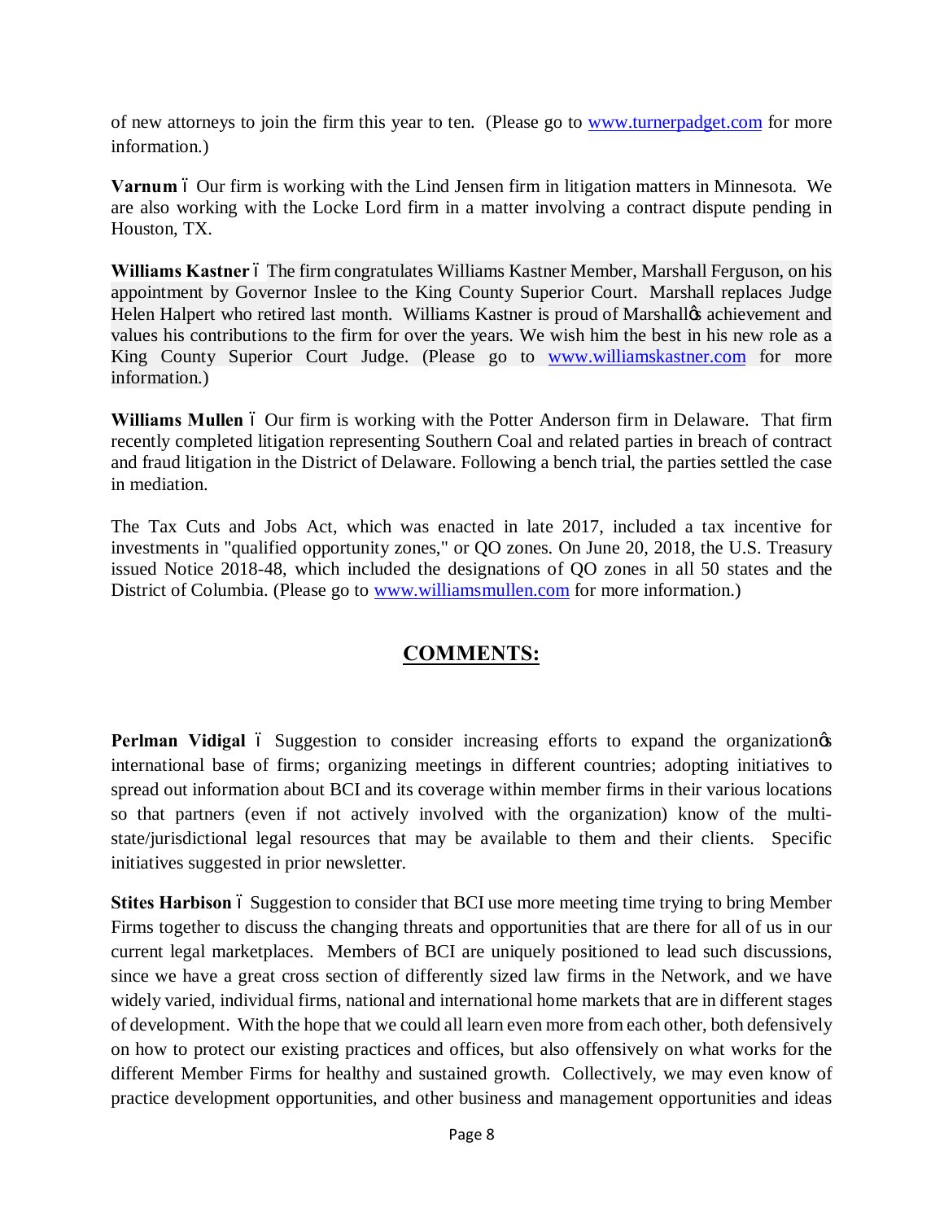of new attorneys to join the firm this year to ten. (Please go to www.turnerpadget.com for more information.)

**Varnum** – Our firm is working with the Lind Jensen firm in litigation matters in Minnesota. We are also working with the Locke Lord firm in a matter involving a contract dispute pending in Houston, TX.

**Williams Kastner** – The firm congratulates Williams Kastner Member, Marshall Ferguson, on his appointment by Governor Inslee to the King County Superior Court. Marshall replaces Judge Helen Halpert who retired last month. Williams Kastner is proud of Marshall's achievement and values his contributions to the firm for over the years. We wish him the best in his new role as a King County Superior Court Judge. (Please go to www.williamskastner.com for more information.)

**Williams Mullen** – Our firm is working with the Potter Anderson firm in Delaware. That firm recently completed litigation representing Southern Coal and related parties in breach of contract and fraud litigation in the District of Delaware. Following a bench trial, the parties settled the case in mediation.

The Tax Cuts and Jobs Act, which was enacted in late 2017, included a tax incentive for investments in "qualified opportunity zones," or QO zones. On June 20, 2018, the U.S. Treasury issued Notice 2018-48, which included the designations of QO zones in all 50 states and the District of Columbia. (Please go to www.williamsmullen.com for more information.)

## COMMENTS:

**Perlman Vidigal** – Suggestion to consider increasing efforts to expand the organization's international base of firms; organizing meetings in different countries; adopting initiatives to spread out information about BCI and its coverage within member firms in their various locations so that partners (even if not actively involved with the organization) know of the multi-state/jurisdictional legal resources that may be available to them and their clients. Specific initiatives suggested in prior newsletter.

**Stites Harbison** – Suggestion to consider that BCI use more meeting time trying to bring Member Firms together to discuss the changing threats and opportunities that are there for all of us in our current legal marketplaces. Members of BCI are uniquely positioned to lead such discussions, since we have a great cross section of differently sized law firms in the Network, and we have widely varied, individual firms, national and international home markets that are in different stages of development. With the hope that we could all learn even more from each other, both defensively on how to protect our existing practices and offices, but also offensively on what works for the different Member Firms for healthy and sustained growth. Collectively, we may even know of practice development opportunities, and other business and management opportunities and ideas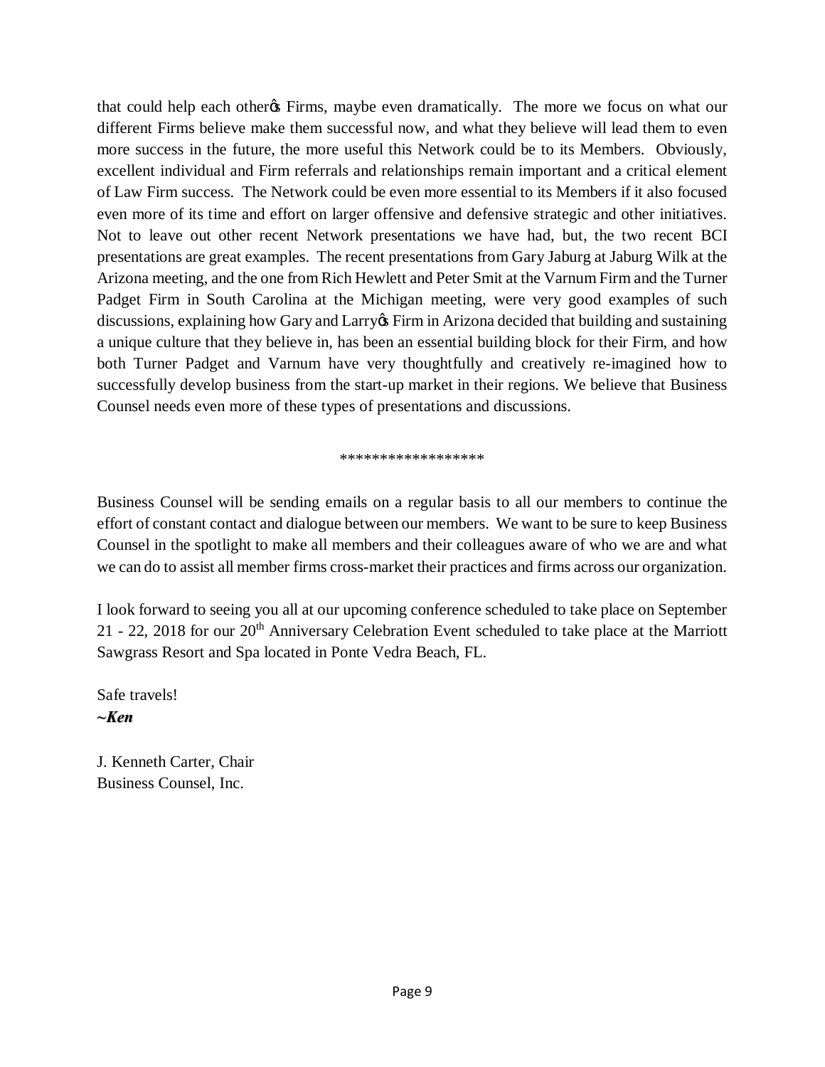that could help each other's Firms, maybe even dramatically. The more we focus on what our different Firms believe make them successful now, and what they believe will lead them to even more success in the future, the more useful this Network could be to its Members. Obviously, excellent individual and Firm referrals and relationships remain important and a critical element of Law Firm success. The Network could be even more essential to its Members if it also focused even more of its time and effort on larger offensive and defensive strategic and other initiatives. Not to leave out other recent Network presentations we have had, but, the two recent BCI presentations are great examples. The recent presentations from Gary Jaburg at Jaburg Wilk at the Arizona meeting, and the one from Rich Hewlett and Peter Smit at the Varnum Firm and the Turner Padget Firm in South Carolina at the Michigan meeting, were very good examples of such discussions, explaining how Gary and Larry's Firm in Arizona decided that building and sustaining a unique culture that they believe in, has been an essential building block for their Firm, and how both Turner Padget and Varnum have very thoughtfully and creatively re-imagined how to successfully develop business from the start-up market in their regions. We believe that Business Counsel needs even more of these types of presentations and discussions.

******************

Business Counsel will be sending emails on a regular basis to all our members to continue the effort of constant contact and dialogue between our members. We want to be sure to keep Business Counsel in the spotlight to make all members and their colleagues aware of who we are and what we can do to assist all member firms cross-market their practices and firms across our organization.

I look forward to seeing you all at our upcoming conference scheduled to take place on September 21 - 22, 2018 for our 20th Anniversary Celebration Event scheduled to take place at the Marriott Sawgrass Resort and Spa located in Ponte Vedra Beach, FL.

Safe travels!
***~Ken***

J. Kenneth Carter, Chair
Business Counsel, Inc.